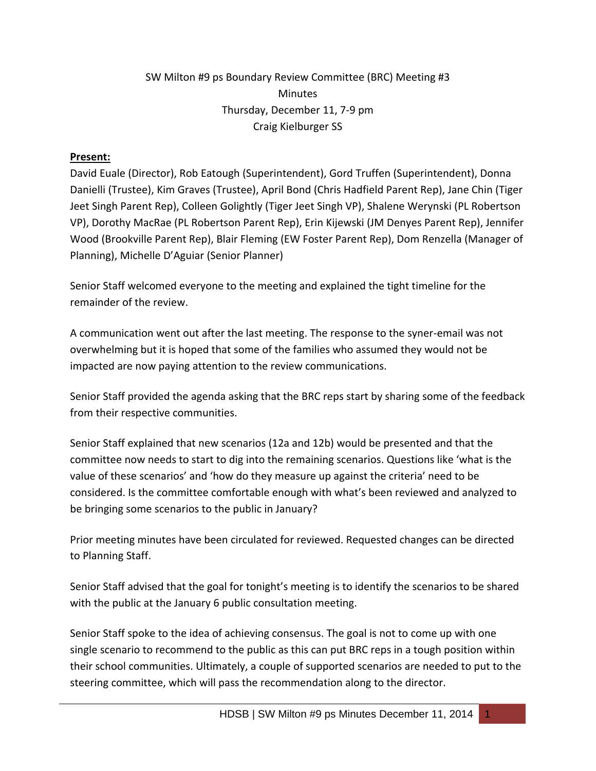SW Milton #9 ps Boundary Review Committee (BRC) Meeting #3
Minutes
Thursday, December 11, 7-9 pm
Craig Kielburger SS

**Present:**
David Euale (Director), Rob Eatough (Superintendent), Gord Truffen (Superintendent), Donna Danielli (Trustee), Kim Graves (Trustee), April Bond (Chris Hadfield Parent Rep), Jane Chin (Tiger Jeet Singh Parent Rep), Colleen Golightly (Tiger Jeet Singh VP), Shalene Werynski (PL Robertson VP), Dorothy MacRae (PL Robertson Parent Rep), Erin Kijewski (JM Denyes Parent Rep), Jennifer Wood (Brookville Parent Rep), Blair Fleming (EW Foster Parent Rep), Dom Renzella (Manager of Planning), Michelle D'Aguiar (Senior Planner)

Senior Staff welcomed everyone to the meeting and explained the tight timeline for the remainder of the review.

A communication went out after the last meeting. The response to the syner-email was not overwhelming but it is hoped that some of the families who assumed they would not be impacted are now paying attention to the review communications.

Senior Staff provided the agenda asking that the BRC reps start by sharing some of the feedback from their respective communities.

Senior Staff explained that new scenarios (12a and 12b) would be presented and that the committee now needs to start to dig into the remaining scenarios. Questions like 'what is the value of these scenarios' and 'how do they measure up against the criteria' need to be considered. Is the committee comfortable enough with what's been reviewed and analyzed to be bringing some scenarios to the public in January?

Prior meeting minutes have been circulated for reviewed. Requested changes can be directed to Planning Staff.

Senior Staff advised that the goal for tonight's meeting is to identify the scenarios to be shared with the public at the January 6 public consultation meeting.

Senior Staff spoke to the idea of achieving consensus. The goal is not to come up with one single scenario to recommend to the public as this can put BRC reps in a tough position within their school communities. Ultimately, a couple of supported scenarios are needed to put to the steering committee, which will pass the recommendation along to the director.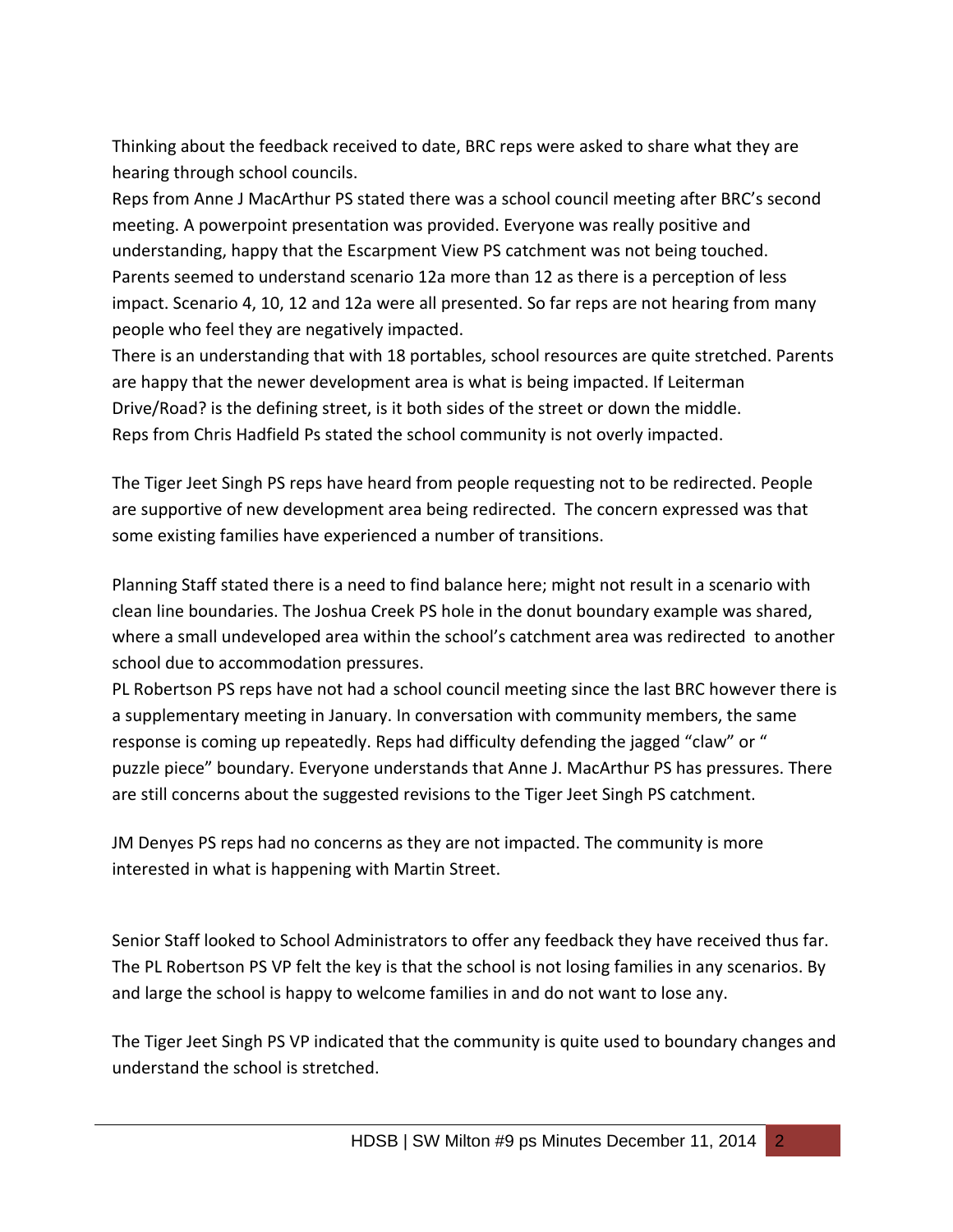Thinking about the feedback received to date, BRC reps were asked to share what they are hearing through school councils.

Reps from Anne J MacArthur PS stated there was a school council meeting after BRC's second meeting. A powerpoint presentation was provided. Everyone was really positive and understanding, happy that the Escarpment View PS catchment was not being touched. Parents seemed to understand scenario 12a more than 12 as there is a perception of less impact. Scenario 4, 10, 12 and 12a were all presented. So far reps are not hearing from many people who feel they are negatively impacted.

There is an understanding that with 18 portables, school resources are quite stretched. Parents are happy that the newer development area is what is being impacted. If Leiterman Drive/Road? is the defining street, is it both sides of the street or down the middle.

Reps from Chris Hadfield Ps stated the school community is not overly impacted.

The Tiger Jeet Singh PS reps have heard from people requesting not to be redirected. People are supportive of new development area being redirected. The concern expressed was that some existing families have experienced a number of transitions.

Planning Staff stated there is a need to find balance here; might not result in a scenario with clean line boundaries. The Joshua Creek PS hole in the donut boundary example was shared, where a small undeveloped area within the school's catchment area was redirected to another school due to accommodation pressures.

PL Robertson PS reps have not had a school council meeting since the last BRC however there is a supplementary meeting in January. In conversation with community members, the same response is coming up repeatedly. Reps had difficulty defending the jagged "claw" or " puzzle piece" boundary. Everyone understands that Anne J. MacArthur PS has pressures. There are still concerns about the suggested revisions to the Tiger Jeet Singh PS catchment.

JM Denyes PS reps had no concerns as they are not impacted. The community is more interested in what is happening with Martin Street.

Senior Staff looked to School Administrators to offer any feedback they have received thus far. The PL Robertson PS VP felt the key is that the school is not losing families in any scenarios. By and large the school is happy to welcome families in and do not want to lose any.

The Tiger Jeet Singh PS VP indicated that the community is quite used to boundary changes and understand the school is stretched.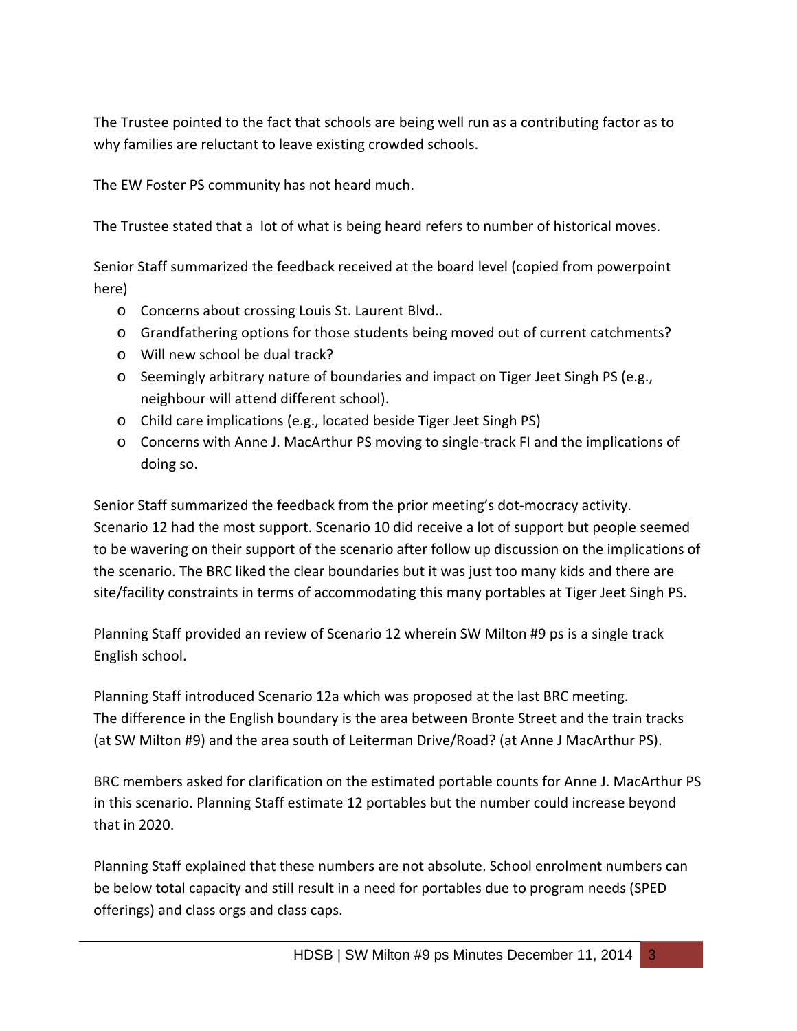The Trustee pointed to the fact that schools are being well run as a contributing factor as to why families are reluctant to leave existing crowded schools.

The EW Foster PS community has not heard much.

The Trustee stated that a lot of what is being heard refers to number of historical moves.

Senior Staff summarized the feedback received at the board level (copied from powerpoint here)

- Concerns about crossing Louis St. Laurent Blvd..
- Grandfathering options for those students being moved out of current catchments?
- Will new school be dual track?
- Seemingly arbitrary nature of boundaries and impact on Tiger Jeet Singh PS (e.g., neighbour will attend different school).
- Child care implications (e.g., located beside Tiger Jeet Singh PS)
- Concerns with Anne J. MacArthur PS moving to single-track FI and the implications of doing so.

Senior Staff summarized the feedback from the prior meeting's dot-mocracy activity. Scenario 12 had the most support. Scenario 10 did receive a lot of support but people seemed to be wavering on their support of the scenario after follow up discussion on the implications of the scenario. The BRC liked the clear boundaries but it was just too many kids and there are site/facility constraints in terms of accommodating this many portables at Tiger Jeet Singh PS.

Planning Staff provided an review of Scenario 12 wherein SW Milton #9 ps is a single track English school.

Planning Staff introduced Scenario 12a which was proposed at the last BRC meeting. The difference in the English boundary is the area between Bronte Street and the train tracks (at SW Milton #9) and the area south of Leiterman Drive/Road? (at Anne J MacArthur PS).

BRC members asked for clarification on the estimated portable counts for Anne J. MacArthur PS in this scenario. Planning Staff estimate 12 portables but the number could increase beyond that in 2020.

Planning Staff explained that these numbers are not absolute. School enrolment numbers can be below total capacity and still result in a need for portables due to program needs (SPED offerings) and class orgs and class caps.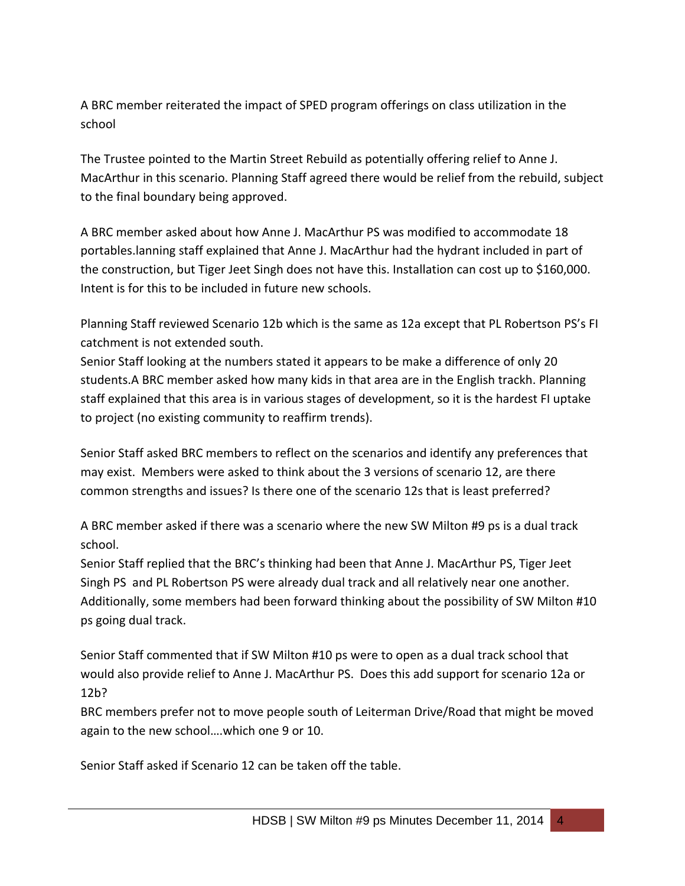A BRC member reiterated the impact of SPED program offerings on class utilization in the school

The Trustee pointed to the Martin Street Rebuild as potentially offering relief to Anne J. MacArthur in this scenario. Planning Staff agreed there would be relief from the rebuild, subject to the final boundary being approved.

A BRC member asked about how Anne J. MacArthur PS was modified to accommodate 18 portables.lanning staff explained that Anne J. MacArthur had the hydrant included in part of the construction, but Tiger Jeet Singh does not have this. Installation can cost up to $160,000. Intent is for this to be included in future new schools.

Planning Staff reviewed Scenario 12b which is the same as 12a except that PL Robertson PS's FI catchment is not extended south.
Senior Staff looking at the numbers stated it appears to be make a difference of only 20 students.A BRC member asked how many kids in that area are in the English trackh. Planning staff explained that this area is in various stages of development, so it is the hardest FI uptake to project (no existing community to reaffirm trends).

Senior Staff asked BRC members to reflect on the scenarios and identify any preferences that may exist. Members were asked to think about the 3 versions of scenario 12, are there common strengths and issues? Is there one of the scenario 12s that is least preferred?

A BRC member asked if there was a scenario where the new SW Milton #9 ps is a dual track school.
Senior Staff replied that the BRC's thinking had been that Anne J. MacArthur PS, Tiger Jeet Singh PS and PL Robertson PS were already dual track and all relatively near one another. Additionally, some members had been forward thinking about the possibility of SW Milton #10 ps going dual track.

Senior Staff commented that if SW Milton #10 ps were to open as a dual track school that would also provide relief to Anne J. MacArthur PS. Does this add support for scenario 12a or 12b?
BRC members prefer not to move people south of Leiterman Drive/Road that might be moved again to the new school….which one 9 or 10.

Senior Staff asked if Scenario 12 can be taken off the table.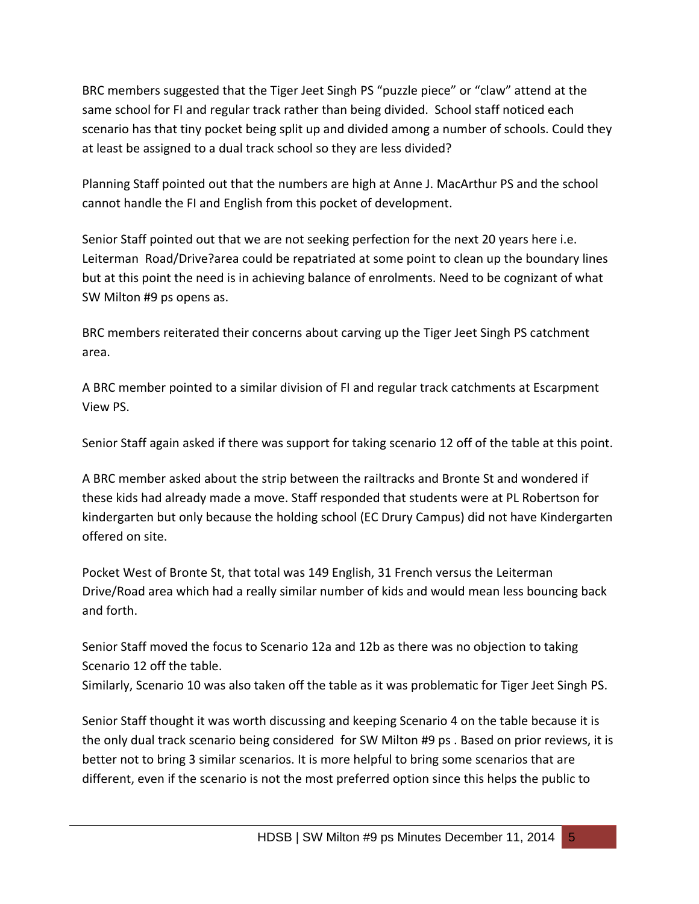BRC members suggested that the Tiger Jeet Singh PS “puzzle piece” or “claw” attend at the same school for FI and regular track rather than being divided. School staff noticed each scenario has that tiny pocket being split up and divided among a number of schools. Could they at least be assigned to a dual track school so they are less divided?

Planning Staff pointed out that the numbers are high at Anne J. MacArthur PS and the school cannot handle the FI and English from this pocket of development.

Senior Staff pointed out that we are not seeking perfection for the next 20 years here i.e. Leiterman Road/Drive?area could be repatriated at some point to clean up the boundary lines but at this point the need is in achieving balance of enrolments. Need to be cognizant of what SW Milton #9 ps opens as.

BRC members reiterated their concerns about carving up the Tiger Jeet Singh PS catchment area.

A BRC member pointed to a similar division of FI and regular track catchments at Escarpment View PS.

Senior Staff again asked if there was support for taking scenario 12 off of the table at this point.

A BRC member asked about the strip between the railtracks and Bronte St and wondered if these kids had already made a move. Staff responded that students were at PL Robertson for kindergarten but only because the holding school (EC Drury Campus) did not have Kindergarten offered on site.

Pocket West of Bronte St, that total was 149 English, 31 French versus the Leiterman Drive/Road area which had a really similar number of kids and would mean less bouncing back and forth.

Senior Staff moved the focus to Scenario 12a and 12b as there was no objection to taking Scenario 12 off the table.
Similarly, Scenario 10 was also taken off the table as it was problematic for Tiger Jeet Singh PS.

Senior Staff thought it was worth discussing and keeping Scenario 4 on the table because it is the only dual track scenario being considered for SW Milton #9 ps . Based on prior reviews, it is better not to bring 3 similar scenarios. It is more helpful to bring some scenarios that are different, even if the scenario is not the most preferred option since this helps the public to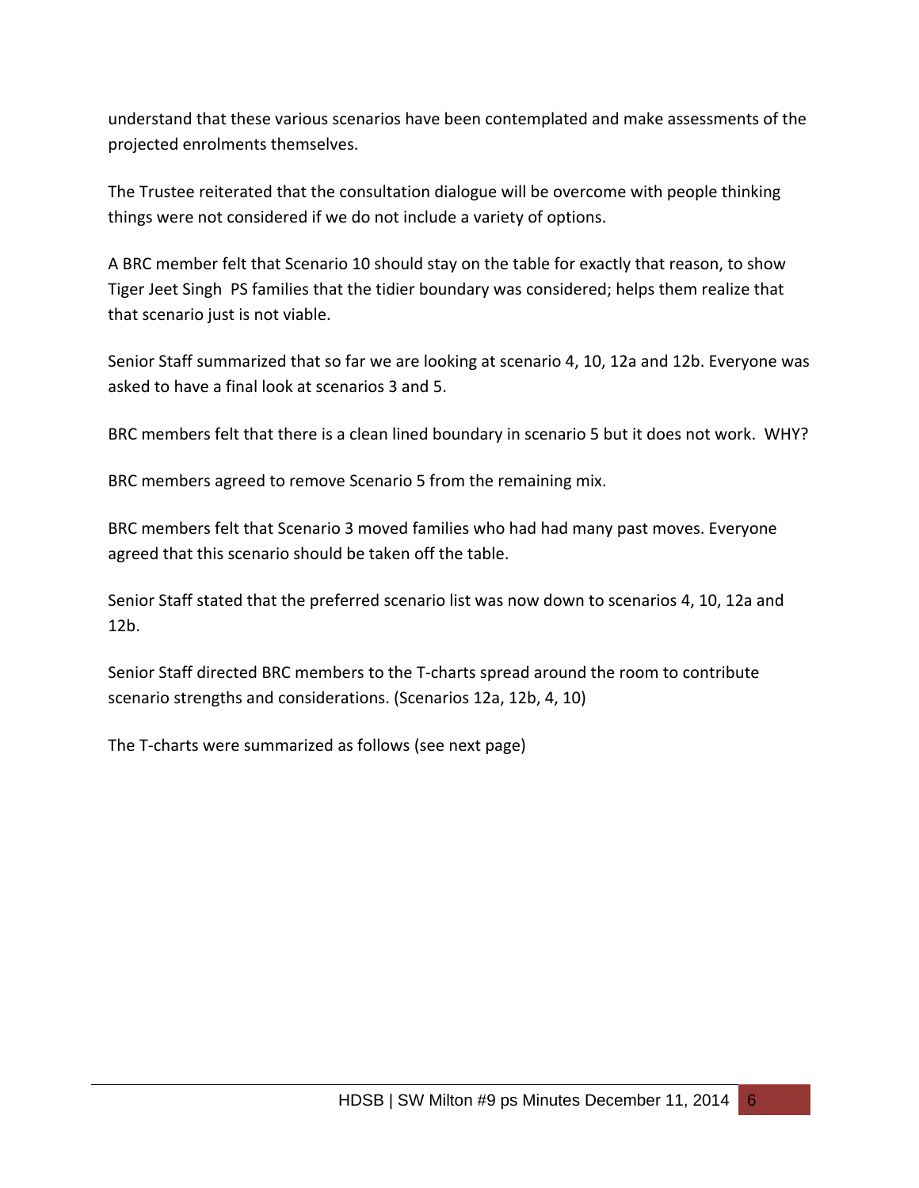understand that these various scenarios have been contemplated and make assessments of the projected enrolments themselves.

The Trustee reiterated that the consultation dialogue will be overcome with people thinking things were not considered if we do not include a variety of options.

A BRC member felt that Scenario 10 should stay on the table for exactly that reason, to show Tiger Jeet Singh PS families that the tidier boundary was considered; helps them realize that that scenario just is not viable.

Senior Staff summarized that so far we are looking at scenario 4, 10, 12a and 12b. Everyone was asked to have a final look at scenarios 3 and 5.

BRC members felt that there is a clean lined boundary in scenario 5 but it does not work. WHY?

BRC members agreed to remove Scenario 5 from the remaining mix.

BRC members felt that Scenario 3 moved families who had had many past moves. Everyone agreed that this scenario should be taken off the table.

Senior Staff stated that the preferred scenario list was now down to scenarios 4, 10, 12a and 12b.

Senior Staff directed BRC members to the T-charts spread around the room to contribute scenario strengths and considerations. (Scenarios 12a, 12b, 4, 10)

The T-charts were summarized as follows (see next page)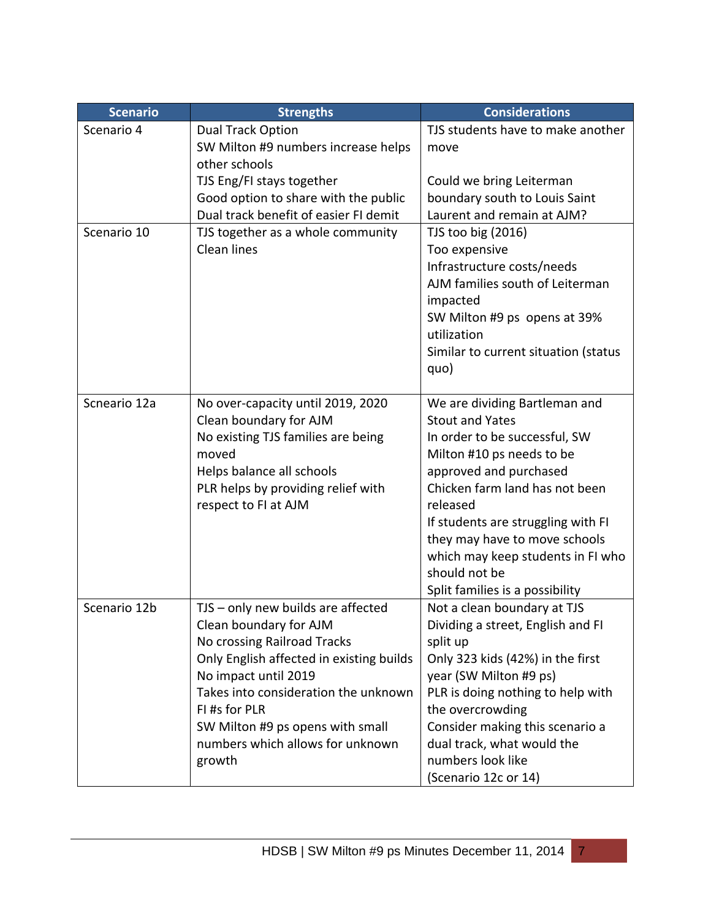| Scenario | Strengths | Considerations |
|---|---|---|
| Scenario 4 | Dual Track Option<br>SW Milton #9 numbers increase helps other schools<br>TJS Eng/FI stays together<br>Good option to share with the public<br>Dual track benefit of easier FI demit | TJS students have to make another move<br><br>Could we bring Leiterman boundary south to Louis Saint Laurent and remain at AJM? |
| Scenario 10 | TJS together as a whole community<br>Clean lines | TJS too big (2016)<br>Too expensive<br>Infrastructure costs/needs<br>AJM families south of Leiterman impacted<br>SW Milton #9 ps opens at 39% utilization<br>Similar to current situation (status quo) |
| Scneario 12a | No over-capacity until 2019, 2020<br>Clean boundary for AJM<br>No existing TJS families are being moved<br>Helps balance all schools<br>PLR helps by providing relief with respect to FI at AJM | We are dividing Bartleman and Stout and Yates<br>In order to be successful, SW Milton #10 ps needs to be approved and purchased<br>Chicken farm land has not been released<br>If students are struggling with FI they may have to move schools which may keep students in FI who should not be<br>Split families is a possibility |
| Scenario 12b | TJS – only new builds are affected<br>Clean boundary for AJM<br>No crossing Railroad Tracks<br>Only English affected in existing builds<br>No impact until 2019<br>Takes into consideration the unknown FI #s for PLR<br>SW Milton #9 ps opens with small numbers which allows for unknown growth | Not a clean boundary at TJS<br>Dividing a street, English and FI split up<br>Only 323 kids (42%) in the first year (SW Milton #9 ps)<br>PLR is doing nothing to help with the overcrowding<br>Consider making this scenario a dual track, what would the numbers look like<br>(Scenario 12c or 14) |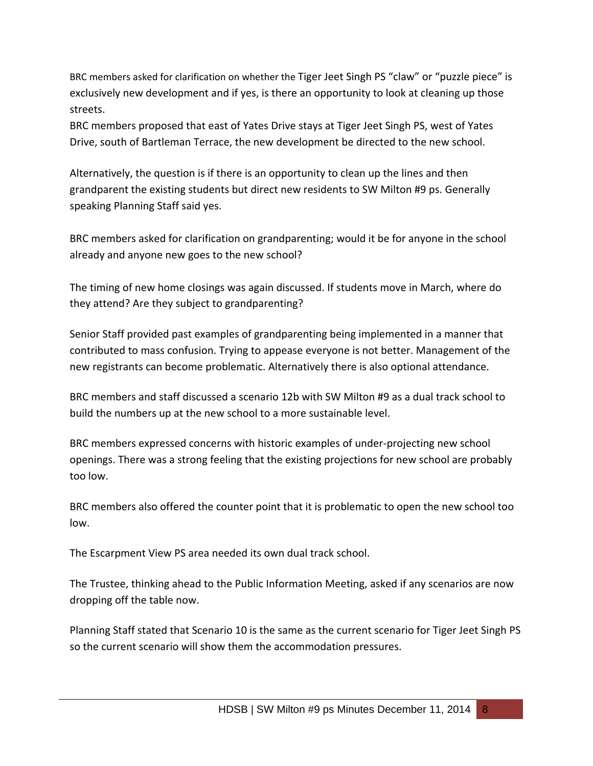BRC members asked for clarification on whether the Tiger Jeet Singh PS “claw” or “puzzle piece” is exclusively new development and if yes, is there an opportunity to look at cleaning up those streets.

BRC members proposed that east of Yates Drive stays at Tiger Jeet Singh PS, west of Yates Drive, south of Bartleman Terrace, the new development be directed to the new school.

Alternatively, the question is if there is an opportunity to clean up the lines and then grandparent the existing students but direct new residents to SW Milton #9 ps. Generally speaking Planning Staff said yes.

BRC members asked for clarification on grandparenting; would it be for anyone in the school already and anyone new goes to the new school?

The timing of new home closings was again discussed. If students move in March, where do they attend? Are they subject to grandparenting?

Senior Staff provided past examples of grandparenting being implemented in a manner that contributed to mass confusion. Trying to appease everyone is not better. Management of the new registrants can become problematic. Alternatively there is also optional attendance.

BRC members and staff discussed a scenario 12b with SW Milton #9 as a dual track school to build the numbers up at the new school to a more sustainable level.

BRC members expressed concerns with historic examples of under-projecting new school openings. There was a strong feeling that the existing projections for new school are probably too low.

BRC members also offered the counter point that it is problematic to open the new school too low.

The Escarpment View PS area needed its own dual track school.

The Trustee, thinking ahead to the Public Information Meeting, asked if any scenarios are now dropping off the table now.

Planning Staff stated that Scenario 10 is the same as the current scenario for Tiger Jeet Singh PS so the current scenario will show them the accommodation pressures.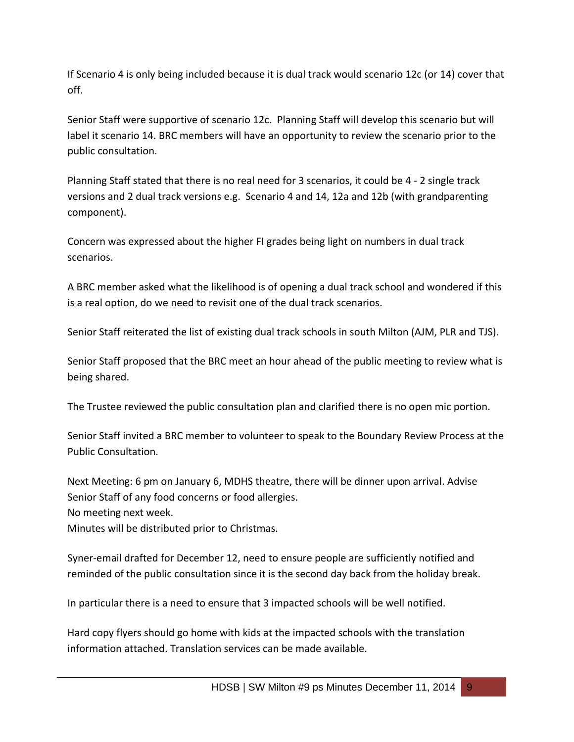If Scenario 4 is only being included because it is dual track would scenario 12c (or 14) cover that off.

Senior Staff were supportive of scenario 12c. Planning Staff will develop this scenario but will label it scenario 14. BRC members will have an opportunity to review the scenario prior to the public consultation.

Planning Staff stated that there is no real need for 3 scenarios, it could be 4 - 2 single track versions and 2 dual track versions e.g. Scenario 4 and 14, 12a and 12b (with grandparenting component).

Concern was expressed about the higher FI grades being light on numbers in dual track scenarios.

A BRC member asked what the likelihood is of opening a dual track school and wondered if this is a real option, do we need to revisit one of the dual track scenarios.

Senior Staff reiterated the list of existing dual track schools in south Milton (AJM, PLR and TJS).

Senior Staff proposed that the BRC meet an hour ahead of the public meeting to review what is being shared.

The Trustee reviewed the public consultation plan and clarified there is no open mic portion.

Senior Staff invited a BRC member to volunteer to speak to the Boundary Review Process at the Public Consultation.

Next Meeting: 6 pm on January 6, MDHS theatre, there will be dinner upon arrival. Advise Senior Staff of any food concerns or food allergies.
No meeting next week.
Minutes will be distributed prior to Christmas.

Syner-email drafted for December 12, need to ensure people are sufficiently notified and reminded of the public consultation since it is the second day back from the holiday break.

In particular there is a need to ensure that 3 impacted schools will be well notified.

Hard copy flyers should go home with kids at the impacted schools with the translation information attached. Translation services can be made available.